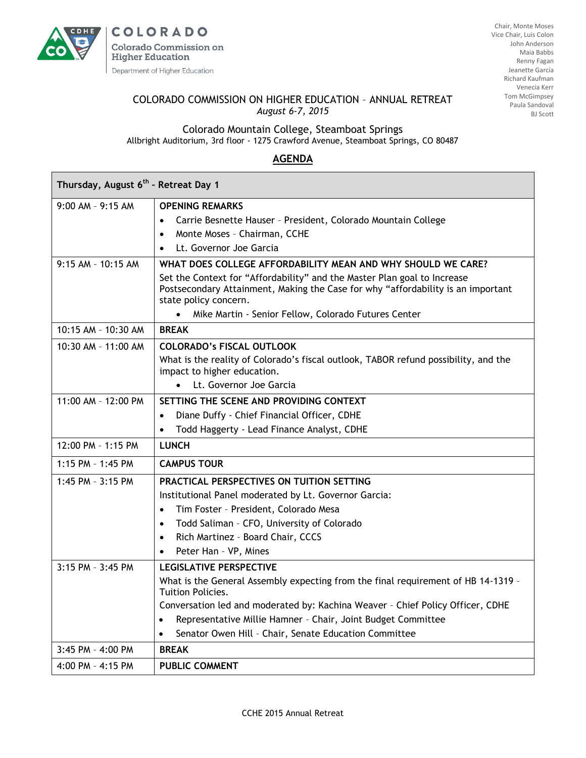COLORADO

Colorado Commission on Higher Education

Department of Higher Education

Chair, Monte Moses
Vice Chair, Luis Colon
John Anderson
Maia Babbs
Renny Fagan
Jeanette Garcia
Richard Kaufman
Venecia Kerr
Tom McGimpsey
Paula Sandoval
BJ Scott

# COLORADO COMMISSION ON HIGHER EDUCATION – ANNUAL RETREAT

*August 6-7, 2015*

Colorado Mountain College, Steamboat Springs

Allbright Auditorium, 3rd floor - 1275 Crawford Avenue, Steamboat Springs, CO 80487

## AGENDA

| **Thursday, August 6th – Retreat Day 1** | |
|---|---|
| 9:00 AM – 9:15 AM | **OPENING REMARKS**<br>• Carrie Besnette Hauser – President, Colorado Mountain College<br>• Monte Moses – Chairman, CCHE<br>• Lt. Governor Joe Garcia |
| 9:15 AM – 10:15 AM | **WHAT DOES COLLEGE AFFORDABILITY MEAN AND WHY SHOULD WE CARE?**<br>Set the Context for "Affordability" and the Master Plan goal to Increase Postsecondary Attainment, Making the Case for why "affordability is an important state policy concern.<br>• Mike Martin - Senior Fellow, Colorado Futures Center |
| 10:15 AM – 10:30 AM | **BREAK** |
| 10:30 AM – 11:00 AM | **COLORADO's FISCAL OUTLOOK**<br>What is the reality of Colorado's fiscal outlook, TABOR refund possibility, and the impact to higher education.<br>• Lt. Governor Joe Garcia |
| 11:00 AM – 12:00 PM | **SETTING THE SCENE AND PROVIDING CONTEXT**<br>• Diane Duffy - Chief Financial Officer, CDHE<br>• Todd Haggerty - Lead Finance Analyst, CDHE |
| 12:00 PM – 1:15 PM | **LUNCH** |
| 1:15 PM – 1:45 PM | **CAMPUS TOUR** |
| 1:45 PM – 3:15 PM | **PRACTICAL PERSPECTIVES ON TUITION SETTING**<br>Institutional Panel moderated by Lt. Governor Garcia:<br>• Tim Foster – President, Colorado Mesa<br>• Todd Saliman – CFO, University of Colorado<br>• Rich Martinez – Board Chair, CCCS<br>• Peter Han – VP, Mines |
| 3:15 PM – 3:45 PM | **LEGISLATIVE PERSPECTIVE**<br>What is the General Assembly expecting from the final requirement of HB 14-1319 – Tuition Policies.<br>Conversation led and moderated by: Kachina Weaver – Chief Policy Officer, CDHE<br>• Representative Millie Hamner – Chair, Joint Budget Committee<br>• Senator Owen Hill – Chair, Senate Education Committee |
| 3:45 PM – 4:00 PM | **BREAK** |
| 4:00 PM – 4:15 PM | **PUBLIC COMMENT** |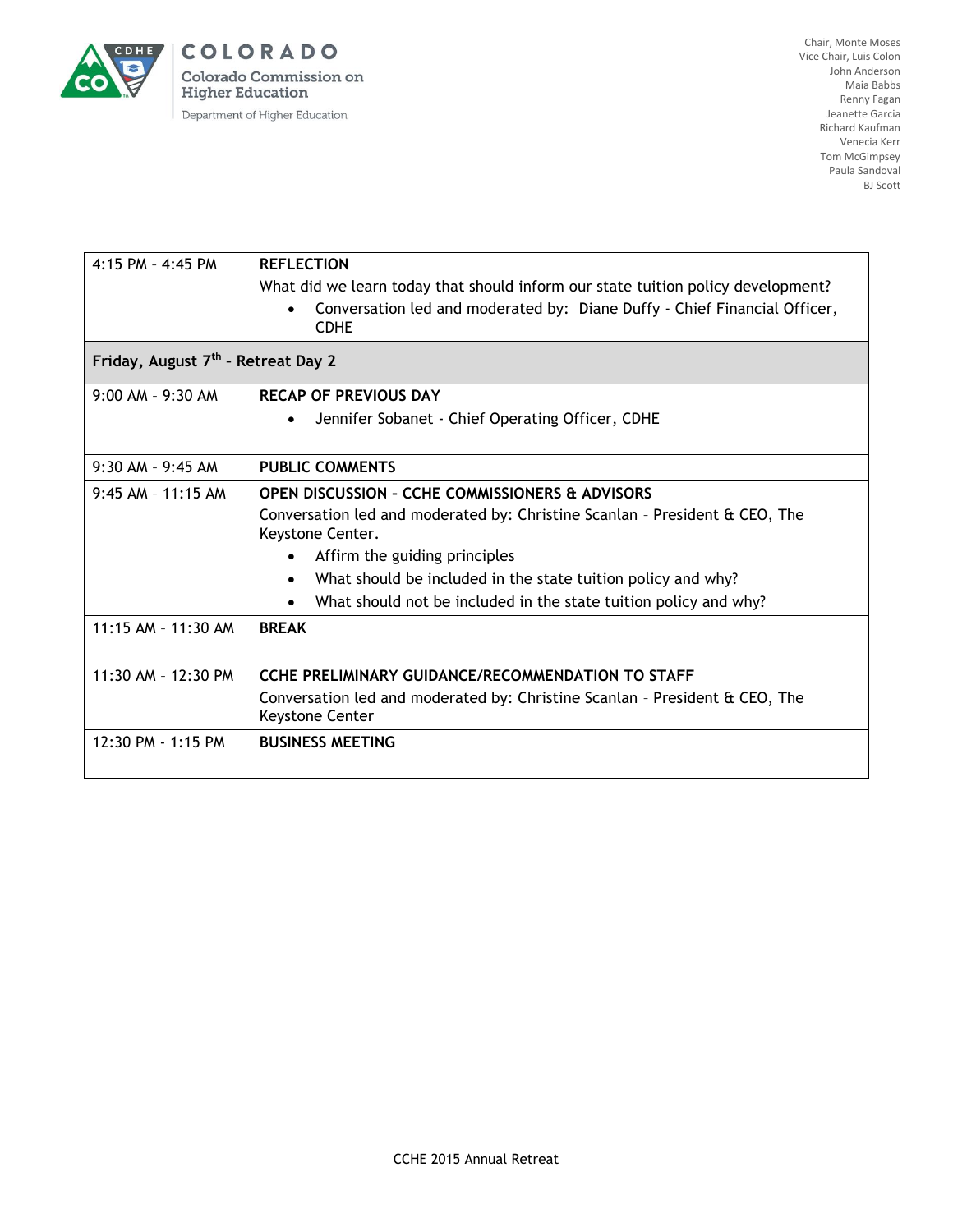COLORADO

Colorado Commission on Higher Education

Department of Higher Education

Chair, Monte Moses
Vice Chair, Luis Colon
John Anderson
Maia Babbs
Renny Fagan
Jeanette Garcia
Richard Kaufman
Venecia Kerr
Tom McGimpsey
Paula Sandoval
BJ Scott

| | |
|---|---|
| 4:15 PM – 4:45 PM | **REFLECTION**<br>What did we learn today that should inform our state tuition policy development?<br>• Conversation led and moderated by: Diane Duffy - Chief Financial Officer, CDHE |
| **Friday, August 7th - Retreat Day 2** | |
| 9:00 AM – 9:30 AM | **RECAP OF PREVIOUS DAY**<br>• Jennifer Sobanet - Chief Operating Officer, CDHE |
| 9:30 AM – 9:45 AM | **PUBLIC COMMENTS** |
| 9:45 AM – 11:15 AM | **OPEN DISCUSSION – CCHE COMMISSIONERS & ADVISORS**<br>Conversation led and moderated by: Christine Scanlan – President & CEO, The Keystone Center.<br>• Affirm the guiding principles<br>• What should be included in the state tuition policy and why?<br>• What should not be included in the state tuition policy and why? |
| 11:15 AM – 11:30 AM | **BREAK** |
| 11:30 AM – 12:30 PM | **CCHE PRELIMINARY GUIDANCE/RECOMMENDATION TO STAFF**<br>Conversation led and moderated by: Christine Scanlan – President & CEO, The Keystone Center |
| 12:30 PM - 1:15 PM | **BUSINESS MEETING** |